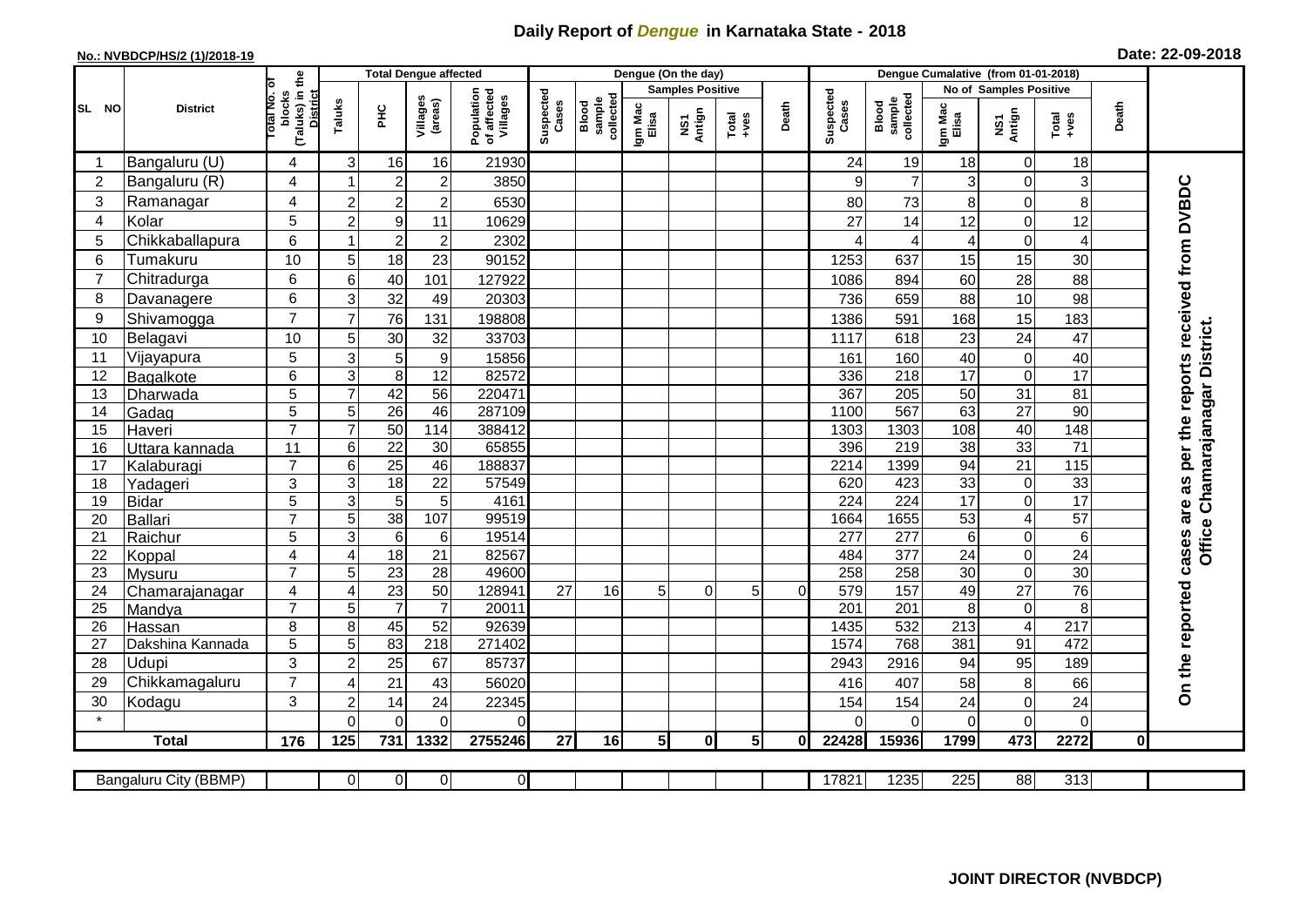# Daily Report of *Dengue* in Karnataka State - 2018

**No.: NVBDCP/HS/2 (1)/2018-19**

**Date: 22-09-2018**

| SL NO | District | Total No. of blocks (Taluks) in the District | Total Dengue affected | | | | Dengue (On the day) | | | | | | | Dengue Cumalative (from 01-01-2018) | | | | | | | |
|---|---|---|---|---|---|---|---|---|---|---|---|---|---|---|---|---|---|---|---|---|
| | | | Taluks | PHC | Villages (areas) | Population of affected Villages | Suspected Cases | Blood sample collected | Samples Positive | | | Death | Suspected Cases | Blood sample collected | No of Samples Positive | | | Death | |
| | | | | | | | | | Igm Mac Elisa | NS1 Antign | Total +ves | | | | Igm Mac Elisa | NS1 Antign | Total +ves | | |
| 1 | Bangaluru (U) | 4 | 3 | 16 | 16 | 21930 | | | | | | | 24 | 19 | 18 | 0 | 18 | | On the reported cases are as per the reports received from DVBDC Office Chamarajanagar District. |
| 2 | Bangaluru (R) | 4 | 1 | 2 | 2 | 3850 | | | | | | | 9 | 7 | 3 | 0 | 3 | | |
| 3 | Ramanagar | 4 | 2 | 2 | 2 | 6530 | | | | | | | 80 | 73 | 8 | 0 | 8 | | |
| 4 | Kolar | 5 | 2 | 9 | 11 | 10629 | | | | | | | 27 | 14 | 12 | 0 | 12 | | |
| 5 | Chikkaballapura | 6 | 1 | 2 | 2 | 2302 | | | | | | | 4 | 4 | 4 | 0 | 4 | | |
| 6 | Tumakuru | 10 | 5 | 18 | 23 | 90152 | | | | | | | 1253 | 637 | 15 | 15 | 30 | | |
| 7 | Chitradurga | 6 | 6 | 40 | 101 | 127922 | | | | | | | 1086 | 894 | 60 | 28 | 88 | | |
| 8 | Davanagere | 6 | 3 | 32 | 49 | 20303 | | | | | | | 736 | 659 | 88 | 10 | 98 | | |
| 9 | Shivamogga | 7 | 7 | 76 | 131 | 198808 | | | | | | | 1386 | 591 | 168 | 15 | 183 | | |
| 10 | Belagavi | 10 | 5 | 30 | 32 | 33703 | | | | | | | 1117 | 618 | 23 | 24 | 47 | | |
| 11 | Vijayapura | 5 | 3 | 5 | 9 | 15856 | | | | | | | 161 | 160 | 40 | 0 | 40 | | |
| 12 | Bagalkote | 6 | 3 | 8 | 12 | 82572 | | | | | | | 336 | 218 | 17 | 0 | 17 | | |
| 13 | Dharwada | 5 | 7 | 42 | 56 | 220471 | | | | | | | 367 | 205 | 50 | 31 | 81 | | |
| 14 | Gadag | 5 | 5 | 26 | 46 | 287109 | | | | | | | 1100 | 567 | 63 | 27 | 90 | | |
| 15 | Haveri | 7 | 7 | 50 | 114 | 388412 | | | | | | | 1303 | 1303 | 108 | 40 | 148 | | |
| 16 | Uttara kannada | 11 | 6 | 22 | 30 | 65855 | | | | | | | 396 | 219 | 38 | 33 | 71 | | |
| 17 | Kalaburagi | 7 | 6 | 25 | 46 | 188837 | | | | | | | 2214 | 1399 | 94 | 21 | 115 | | |
| 18 | Yadageri | 3 | 3 | 18 | 22 | 57549 | | | | | | | 620 | 423 | 33 | 0 | 33 | | |
| 19 | Bidar | 5 | 3 | 5 | 5 | 4161 | | | | | | | 224 | 224 | 17 | 0 | 17 | | |
| 20 | Ballari | 7 | 5 | 38 | 107 | 99519 | | | | | | | 1664 | 1655 | 53 | 4 | 57 | | |
| 21 | Raichur | 5 | 3 | 6 | 6 | 19514 | | | | | | | 277 | 277 | 6 | 0 | 6 | | |
| 22 | Koppal | 4 | 4 | 18 | 21 | 82567 | | | | | | | 484 | 377 | 24 | 0 | 24 | | |
| 23 | Mysuru | 7 | 5 | 23 | 28 | 49600 | | | | | | | 258 | 258 | 30 | 0 | 30 | | |
| 24 | Chamarajanagar | 4 | 4 | 23 | 50 | 128941 | 27 | 16 | 5 | 0 | 5 | 0 | 579 | 157 | 49 | 27 | 76 | | |
| 25 | Mandya | 7 | 5 | 7 | 7 | 20011 | | | | | | | 201 | 201 | 8 | 0 | 8 | | |
| 26 | Hassan | 8 | 8 | 45 | 52 | 92639 | | | | | | | 1435 | 532 | 213 | 4 | 217 | | |
| 27 | Dakshina Kannada | 5 | 5 | 83 | 218 | 271402 | | | | | | | 1574 | 768 | 381 | 91 | 472 | | |
| 28 | Udupi | 3 | 2 | 25 | 67 | 85737 | | | | | | | 2943 | 2916 | 94 | 95 | 189 | | |
| 29 | Chikkamagaluru | 7 | 4 | 21 | 43 | 56020 | | | | | | | 416 | 407 | 58 | 8 | 66 | | |
| 30 | Kodagu | 3 | 2 | 14 | 24 | 22345 | | | | | | | 154 | 154 | 24 | 0 | 24 | | |
| * | | | 0 | 0 | 0 | 0 | | | | | | | 0 | 0 | 0 | 0 | 0 | | |
| **Total** | | **176** | **125** | **731** | **1332** | **2755246** | **27** | **16** | **5** | **0** | **5** | **0** | **22428** | **15936** | **1799** | **473** | **2272** | **0** | |

| Bangaluru City (BBMP) | | 0 | 0 | 0 | 0 | | | | | | | 17821 | 1235 | 225 | 88 | 313 | | |
|---|---|---|---|---|---|---|---|---|---|---|---|---|---|---|---|---|---|---|

**JOINT DIRECTOR (NVBDCP)**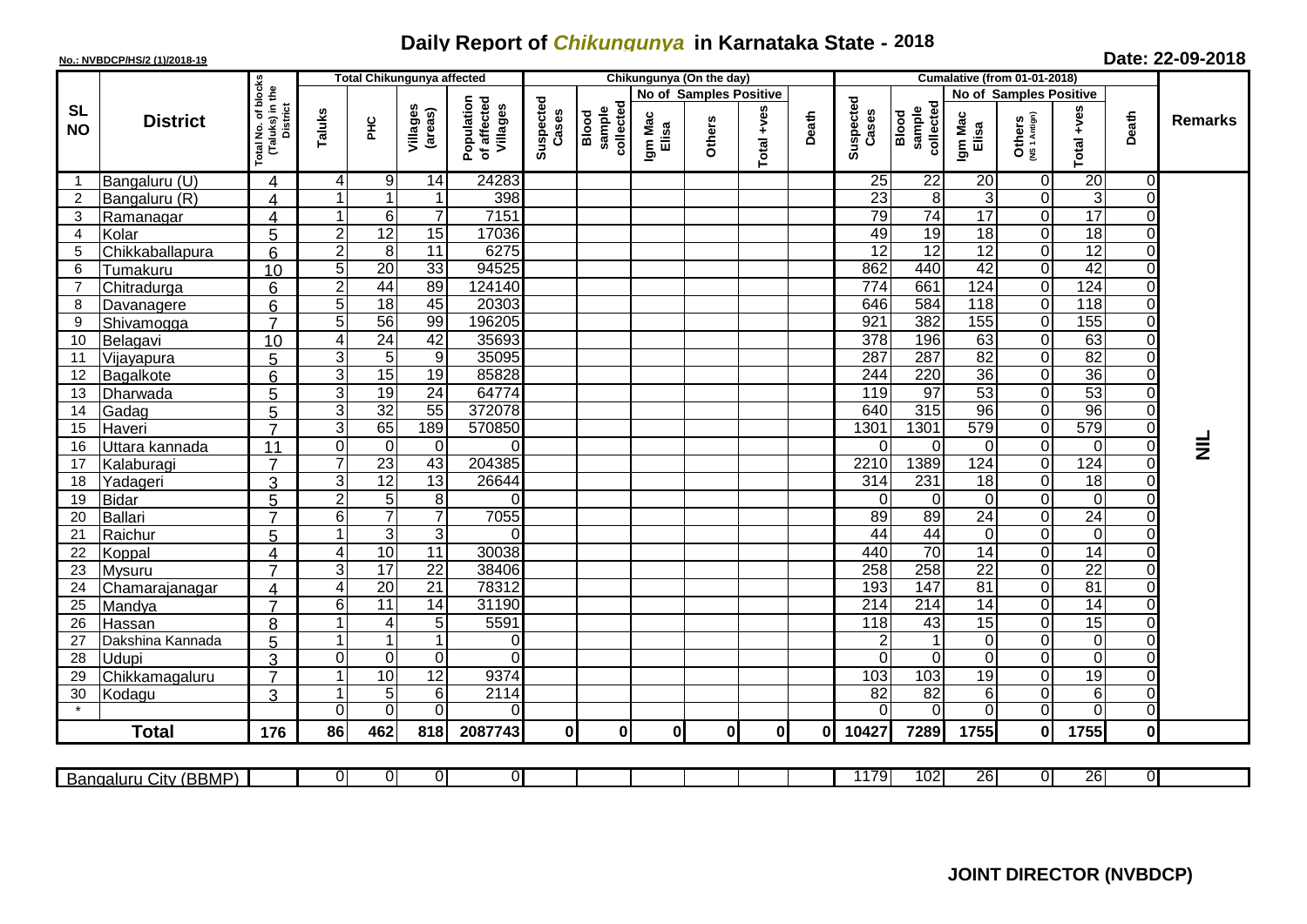# Daily Report of *Chikungunya* in Karnataka State - 2018

**No.: NVBDCP/HS/2 (1)/2018-19**

**Date: 22-09-2018**

| SL NO | District | Total No. of blocks (Taluks) in the District | Total Chikungunya affected | | | | Chikungunya (On the day) | | | | | | | Cumalative (from 01-01-2018) | | | | | | | Remarks |
|---|---|---|---|---|---|---|---|---|---|---|---|---|---|---|---|---|---|---|---|---|---|
| | | | | | | | | | No of Samples Positive | | | | | | | No of Samples Positive | | | | | |
| | | | Taluks | PHC | Villages (areas) | Population of affected Villages | Suspected Cases | Blood sample collected | Igm Mac Elisa | Others | Total +ves | Death | Suspected Cases | Blood sample collected | Igm Mac Elisa | Others (NS 1 Antign) | Total +ves | Death | |
| 1 | Bangaluru (U) | 4 | 4 | 9 | 14 | 24283 | | | | | | | 25 | 22 | 20 | 0 | 20 | 0 | NIL |
| 2 | Bangaluru (R) | 4 | 1 | 1 | 1 | 398 | | | | | | | 23 | 8 | 3 | 0 | 3 | 0 | |
| 3 | Ramanagar | 4 | 1 | 6 | 7 | 7151 | | | | | | | 79 | 74 | 17 | 0 | 17 | 0 | |
| 4 | Kolar | 5 | 2 | 12 | 15 | 17036 | | | | | | | 49 | 19 | 18 | 0 | 18 | 0 | |
| 5 | Chikkaballapura | 6 | 2 | 8 | 11 | 6275 | | | | | | | 12 | 12 | 12 | 0 | 12 | 0 | |
| 6 | Tumakuru | 10 | 5 | 20 | 33 | 94525 | | | | | | | 862 | 440 | 42 | 0 | 42 | 0 | |
| 7 | Chitradurga | 6 | 2 | 44 | 89 | 124140 | | | | | | | 774 | 661 | 124 | 0 | 124 | 0 | |
| 8 | Davanagere | 6 | 5 | 18 | 45 | 20303 | | | | | | | 646 | 584 | 118 | 0 | 118 | 0 | |
| 9 | Shivamogga | 7 | 5 | 56 | 99 | 196205 | | | | | | | 921 | 382 | 155 | 0 | 155 | 0 | |
| 10 | Belagavi | 10 | 4 | 24 | 42 | 35693 | | | | | | | 378 | 196 | 63 | 0 | 63 | 0 | |
| 11 | Vijayapura | 5 | 3 | 5 | 9 | 35095 | | | | | | | 287 | 287 | 82 | 0 | 82 | 0 | |
| 12 | Bagalkote | 6 | 3 | 15 | 19 | 85828 | | | | | | | 244 | 220 | 36 | 0 | 36 | 0 | |
| 13 | Dharwada | 5 | 3 | 19 | 24 | 64774 | | | | | | | 119 | 97 | 53 | 0 | 53 | 0 | |
| 14 | Gadag | 5 | 3 | 32 | 55 | 372078 | | | | | | | 640 | 315 | 96 | 0 | 96 | 0 | |
| 15 | Haveri | 7 | 3 | 65 | 189 | 570850 | | | | | | | 1301 | 1301 | 579 | 0 | 579 | 0 | |
| 16 | Uttara kannada | 11 | 0 | 0 | 0 | 0 | | | | | | | 0 | 0 | 0 | 0 | 0 | 0 | |
| 17 | Kalaburagi | 7 | 7 | 23 | 43 | 204385 | | | | | | | 2210 | 1389 | 124 | 0 | 124 | 0 | |
| 18 | Yadageri | 3 | 3 | 12 | 13 | 26644 | | | | | | | 314 | 231 | 18 | 0 | 18 | 0 | |
| 19 | Bidar | 5 | 2 | 5 | 8 | 0 | | | | | | | 0 | 0 | 0 | 0 | 0 | 0 | |
| 20 | Ballari | 7 | 6 | 7 | 7 | 7055 | | | | | | | 89 | 89 | 24 | 0 | 24 | 0 | |
| 21 | Raichur | 5 | 1 | 3 | 3 | 0 | | | | | | | 44 | 44 | 0 | 0 | 0 | 0 | |
| 22 | Koppal | 4 | 4 | 10 | 11 | 30038 | | | | | | | 440 | 70 | 14 | 0 | 14 | 0 | |
| 23 | Mysuru | 7 | 3 | 17 | 22 | 38406 | | | | | | | 258 | 258 | 22 | 0 | 22 | 0 | |
| 24 | Chamarajanagar | 4 | 4 | 20 | 21 | 78312 | | | | | | | 193 | 147 | 81 | 0 | 81 | 0 | |
| 25 | Mandya | 7 | 6 | 11 | 14 | 31190 | | | | | | | 214 | 214 | 14 | 0 | 14 | 0 | |
| 26 | Hassan | 8 | 1 | 4 | 5 | 5591 | | | | | | | 118 | 43 | 15 | 0 | 15 | 0 | |
| 27 | Dakshina Kannada | 5 | 1 | 1 | 1 | 0 | | | | | | | 2 | 1 | 0 | 0 | 0 | 0 | |
| 28 | Udupi | 3 | 0 | 0 | 0 | 0 | | | | | | | 0 | 0 | 0 | 0 | 0 | 0 | |
| 29 | Chikkamagaluru | 7 | 1 | 10 | 12 | 9374 | | | | | | | 103 | 103 | 19 | 0 | 19 | 0 | |
| 30 | Kodagu | 3 | 1 | 5 | 6 | 2114 | | | | | | | 82 | 82 | 6 | 0 | 6 | 0 | |
| * | | | 0 | 0 | 0 | 0 | | | | | | | 0 | 0 | 0 | 0 | 0 | 0 | |
| **Total** | | **176** | **86** | **462** | **818** | **2087743** | **0** | **0** | **0** | **0** | **0** | **0** | **10427** | **7289** | **1755** | **0** | **1755** | **0** | |

| | | | | | | | | | | | | | | | | | | |
|---|---|---|---|---|---|---|---|---|---|---|---|---|---|---|---|---|---|---|
| Bangaluru City (BBMP) | | 0 | 0 | 0 | 0 | | | | | | | 1179 | 102 | 26 | 0 | 26 | 0 | |

**JOINT DIRECTOR (NVBDCP)**